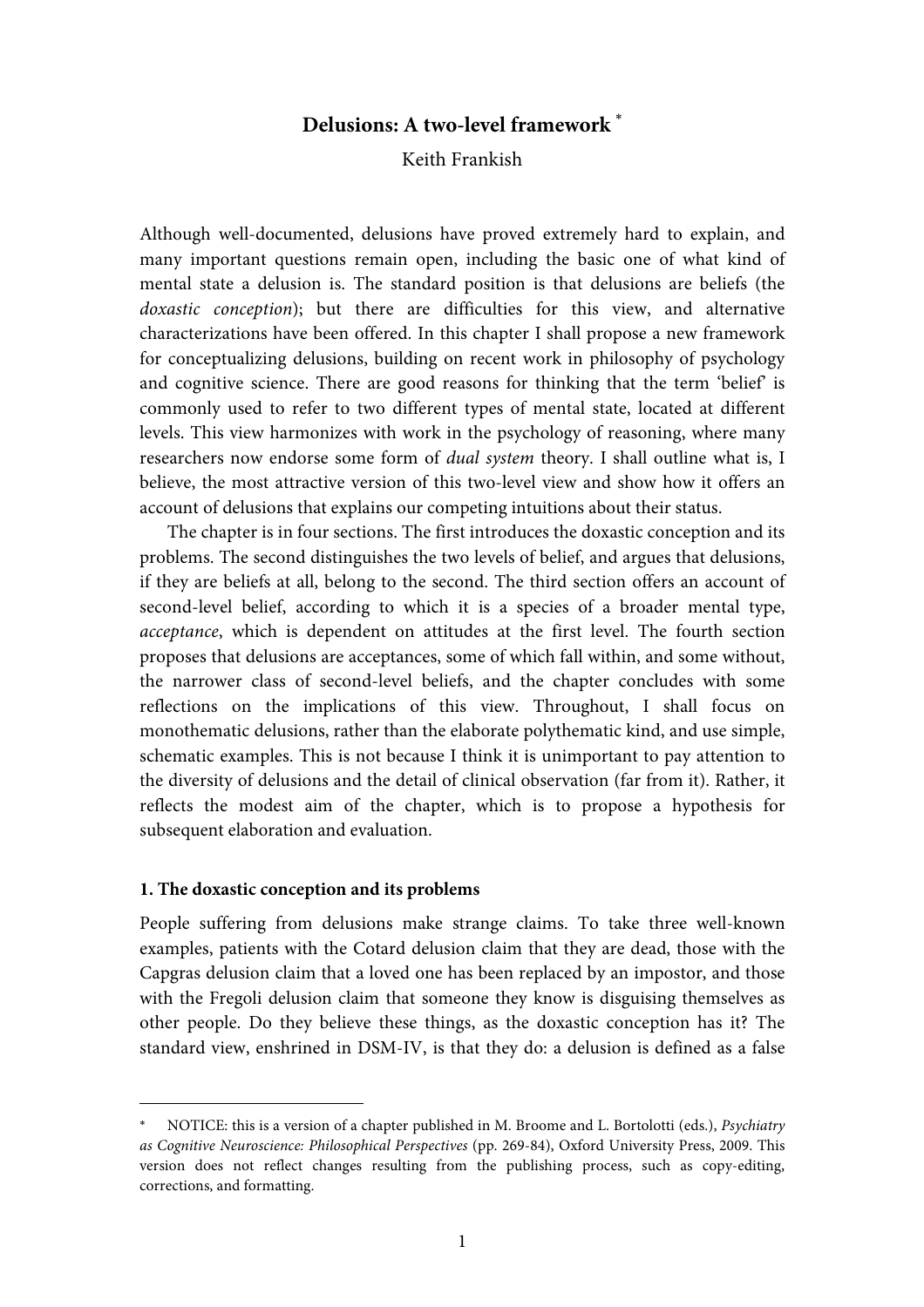# Delusions: A two-level framework *

Keith Frankish

Although well-documented, delusions have proved extremely hard to explain, and many important questions remain open, including the basic one of what kind of mental state a delusion is. The standard position is that delusions are beliefs (the *doxastic conception*); but there are difficulties for this view, and alternative characterizations have been offered. In this chapter I shall propose a new framework for conceptualizing delusions, building on recent work in philosophy of psychology and cognitive science. There are good reasons for thinking that the term 'belief' is commonly used to refer to two different types of mental state, located at different levels. This view harmonizes with work in the psychology of reasoning, where many researchers now endorse some form of *dual system* theory. I shall outline what is, I believe, the most attractive version of this two-level view and show how it offers an account of delusions that explains our competing intuitions about their status.

The chapter is in four sections. The first introduces the doxastic conception and its problems. The second distinguishes the two levels of belief, and argues that delusions, if they are beliefs at all, belong to the second. The third section offers an account of second-level belief, according to which it is a species of a broader mental type, *acceptance*, which is dependent on attitudes at the first level. The fourth section proposes that delusions are acceptances, some of which fall within, and some without, the narrower class of second-level beliefs, and the chapter concludes with some reflections on the implications of this view. Throughout, I shall focus on monothematic delusions, rather than the elaborate polythematic kind, and use simple, schematic examples. This is not because I think it is unimportant to pay attention to the diversity of delusions and the detail of clinical observation (far from it). Rather, it reflects the modest aim of the chapter, which is to propose a hypothesis for subsequent elaboration and evaluation.

## 1. The doxastic conception and its problems

People suffering from delusions make strange claims. To take three well-known examples, patients with the Cotard delusion claim that they are dead, those with the Capgras delusion claim that a loved one has been replaced by an impostor, and those with the Fregoli delusion claim that someone they know is disguising themselves as other people. Do they believe these things, as the doxastic conception has it? The standard view, enshrined in DSM-IV, is that they do: a delusion is defined as a false

---

* NOTICE: this is a version of a chapter published in M. Broome and L. Bortolotti (eds.), *Psychiatry as Cognitive Neuroscience: Philosophical Perspectives* (pp. 269-84), Oxford University Press, 2009. This version does not reflect changes resulting from the publishing process, such as copy-editing, corrections, and formatting.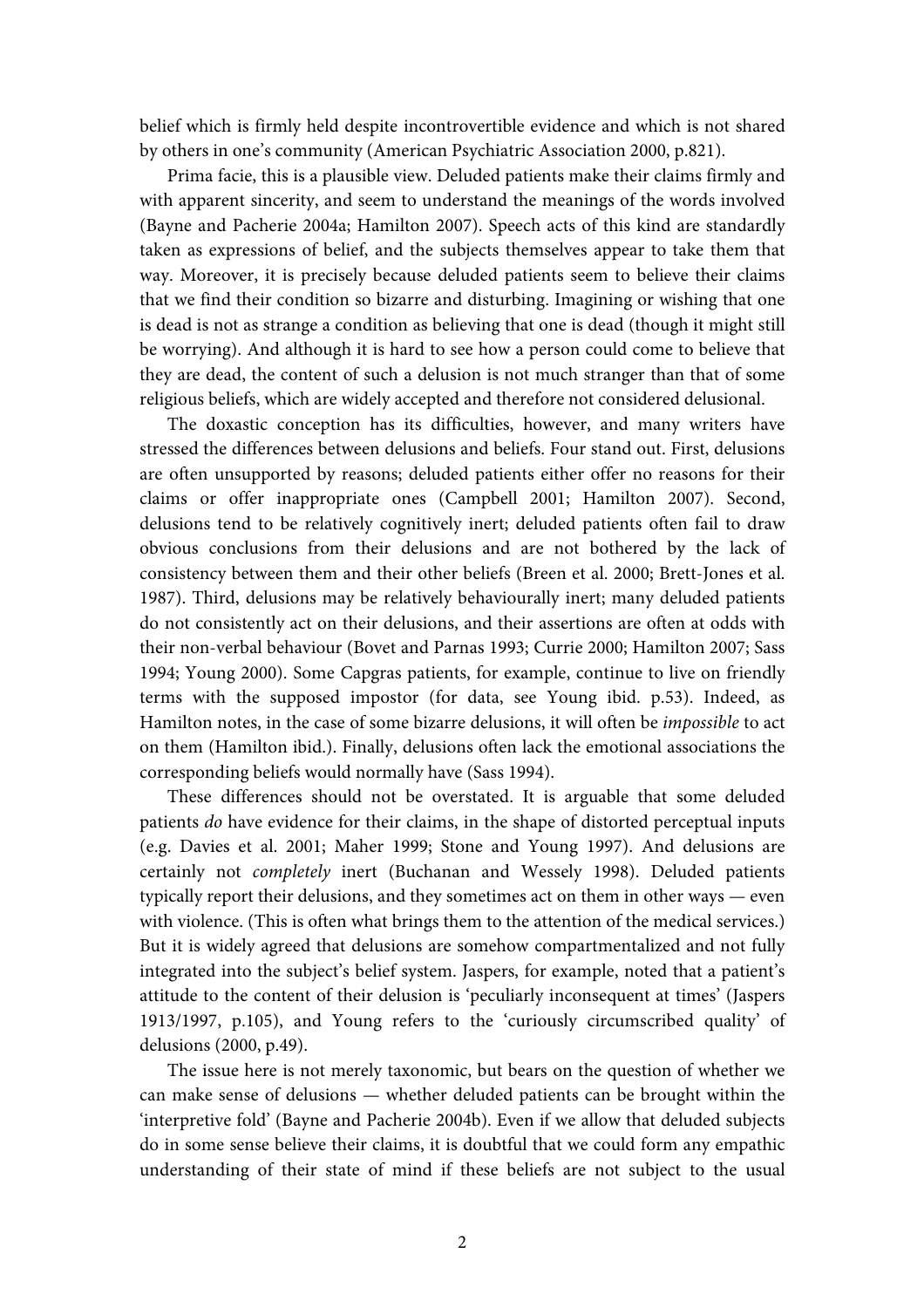belief which is firmly held despite incontrovertible evidence and which is not shared by others in one's community (American Psychiatric Association 2000, p.821).

Prima facie, this is a plausible view. Deluded patients make their claims firmly and with apparent sincerity, and seem to understand the meanings of the words involved (Bayne and Pacherie 2004a; Hamilton 2007). Speech acts of this kind are standardly taken as expressions of belief, and the subjects themselves appear to take them that way. Moreover, it is precisely because deluded patients seem to believe their claims that we find their condition so bizarre and disturbing. Imagining or wishing that one is dead is not as strange a condition as believing that one is dead (though it might still be worrying). And although it is hard to see how a person could come to believe that they are dead, the content of such a delusion is not much stranger than that of some religious beliefs, which are widely accepted and therefore not considered delusional.

The doxastic conception has its difficulties, however, and many writers have stressed the differences between delusions and beliefs. Four stand out. First, delusions are often unsupported by reasons; deluded patients either offer no reasons for their claims or offer inappropriate ones (Campbell 2001; Hamilton 2007). Second, delusions tend to be relatively cognitively inert; deluded patients often fail to draw obvious conclusions from their delusions and are not bothered by the lack of consistency between them and their other beliefs (Breen et al. 2000; Brett-Jones et al. 1987). Third, delusions may be relatively behaviourally inert; many deluded patients do not consistently act on their delusions, and their assertions are often at odds with their non-verbal behaviour (Bovet and Parnas 1993; Currie 2000; Hamilton 2007; Sass 1994; Young 2000). Some Capgras patients, for example, continue to live on friendly terms with the supposed impostor (for data, see Young ibid. p.53). Indeed, as Hamilton notes, in the case of some bizarre delusions, it will often be *impossible* to act on them (Hamilton ibid.). Finally, delusions often lack the emotional associations the corresponding beliefs would normally have (Sass 1994).

These differences should not be overstated. It is arguable that some deluded patients *do* have evidence for their claims, in the shape of distorted perceptual inputs (e.g. Davies et al. 2001; Maher 1999; Stone and Young 1997). And delusions are certainly not *completely* inert (Buchanan and Wessely 1998). Deluded patients typically report their delusions, and they sometimes act on them in other ways — even with violence. (This is often what brings them to the attention of the medical services.) But it is widely agreed that delusions are somehow compartmentalized and not fully integrated into the subject's belief system. Jaspers, for example, noted that a patient's attitude to the content of their delusion is 'peculiarly inconsequent at times' (Jaspers 1913/1997, p.105), and Young refers to the 'curiously circumscribed quality' of delusions (2000, p.49).

The issue here is not merely taxonomic, but bears on the question of whether we can make sense of delusions — whether deluded patients can be brought within the 'interpretive fold' (Bayne and Pacherie 2004b). Even if we allow that deluded subjects do in some sense believe their claims, it is doubtful that we could form any empathic understanding of their state of mind if these beliefs are not subject to the usual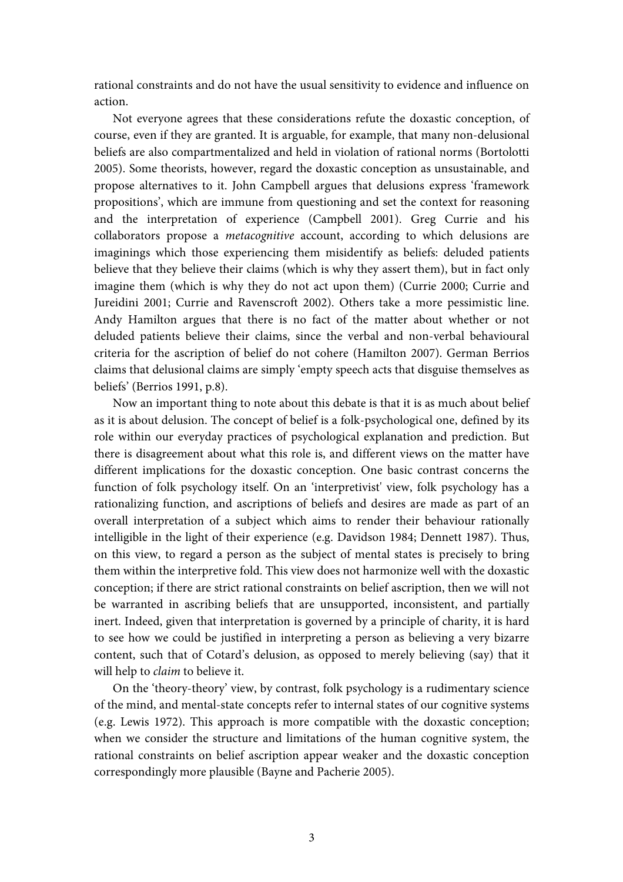rational constraints and do not have the usual sensitivity to evidence and influence on action.

Not everyone agrees that these considerations refute the doxastic conception, of course, even if they are granted. It is arguable, for example, that many non-delusional beliefs are also compartmentalized and held in violation of rational norms (Bortolotti 2005). Some theorists, however, regard the doxastic conception as unsustainable, and propose alternatives to it. John Campbell argues that delusions express 'framework propositions', which are immune from questioning and set the context for reasoning and the interpretation of experience (Campbell 2001). Greg Currie and his collaborators propose a *metacognitive* account, according to which delusions are imaginings which those experiencing them misidentify as beliefs: deluded patients believe that they believe their claims (which is why they assert them), but in fact only imagine them (which is why they do not act upon them) (Currie 2000; Currie and Jureidini 2001; Currie and Ravenscroft 2002). Others take a more pessimistic line. Andy Hamilton argues that there is no fact of the matter about whether or not deluded patients believe their claims, since the verbal and non-verbal behavioural criteria for the ascription of belief do not cohere (Hamilton 2007). German Berrios claims that delusional claims are simply 'empty speech acts that disguise themselves as beliefs' (Berrios 1991, p.8).

Now an important thing to note about this debate is that it is as much about belief as it is about delusion. The concept of belief is a folk-psychological one, defined by its role within our everyday practices of psychological explanation and prediction. But there is disagreement about what this role is, and different views on the matter have different implications for the doxastic conception. One basic contrast concerns the function of folk psychology itself. On an 'interpretivist' view, folk psychology has a rationalizing function, and ascriptions of beliefs and desires are made as part of an overall interpretation of a subject which aims to render their behaviour rationally intelligible in the light of their experience (e.g. Davidson 1984; Dennett 1987). Thus, on this view, to regard a person as the subject of mental states is precisely to bring them within the interpretive fold. This view does not harmonize well with the doxastic conception; if there are strict rational constraints on belief ascription, then we will not be warranted in ascribing beliefs that are unsupported, inconsistent, and partially inert. Indeed, given that interpretation is governed by a principle of charity, it is hard to see how we could be justified in interpreting a person as believing a very bizarre content, such that of Cotard's delusion, as opposed to merely believing (say) that it will help to *claim* to believe it.

On the 'theory-theory' view, by contrast, folk psychology is a rudimentary science of the mind, and mental-state concepts refer to internal states of our cognitive systems (e.g. Lewis 1972). This approach is more compatible with the doxastic conception; when we consider the structure and limitations of the human cognitive system, the rational constraints on belief ascription appear weaker and the doxastic conception correspondingly more plausible (Bayne and Pacherie 2005).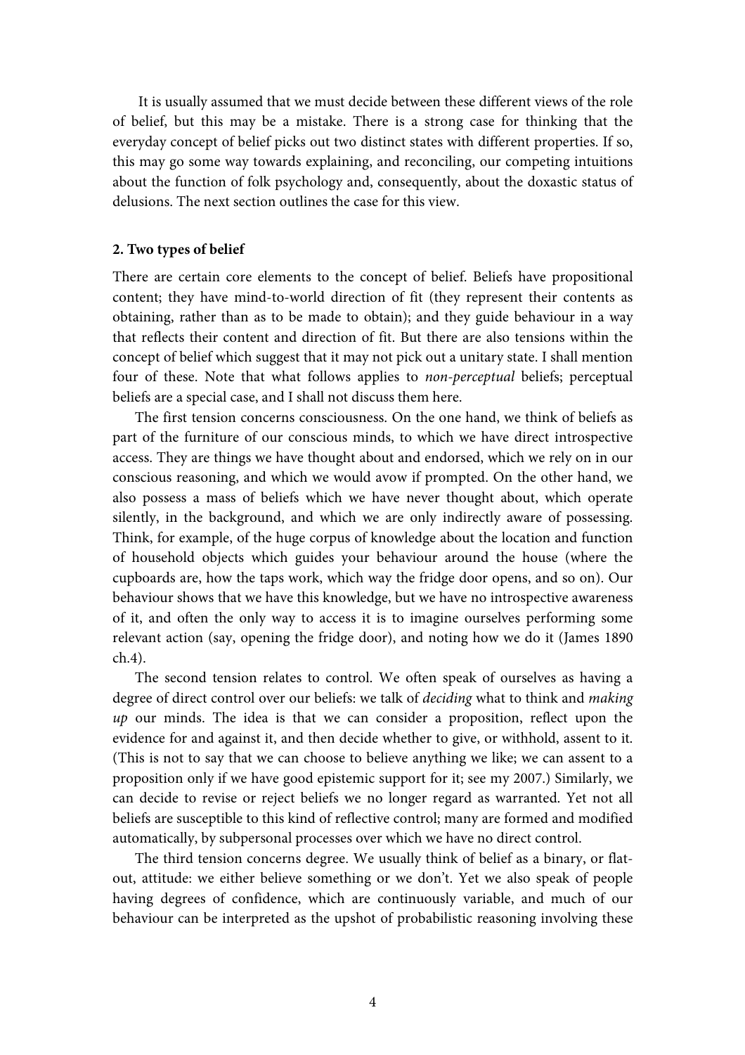It is usually assumed that we must decide between these different views of the role of belief, but this may be a mistake. There is a strong case for thinking that the everyday concept of belief picks out two distinct states with different properties. If so, this may go some way towards explaining, and reconciling, our competing intuitions about the function of folk psychology and, consequently, about the doxastic status of delusions. The next section outlines the case for this view.

## 2. Two types of belief

There are certain core elements to the concept of belief. Beliefs have propositional content; they have mind-to-world direction of fit (they represent their contents as obtaining, rather than as to be made to obtain); and they guide behaviour in a way that reflects their content and direction of fit. But there are also tensions within the concept of belief which suggest that it may not pick out a unitary state. I shall mention four of these. Note that what follows applies to *non-perceptual* beliefs; perceptual beliefs are a special case, and I shall not discuss them here.

The first tension concerns consciousness. On the one hand, we think of beliefs as part of the furniture of our conscious minds, to which we have direct introspective access. They are things we have thought about and endorsed, which we rely on in our conscious reasoning, and which we would avow if prompted. On the other hand, we also possess a mass of beliefs which we have never thought about, which operate silently, in the background, and which we are only indirectly aware of possessing. Think, for example, of the huge corpus of knowledge about the location and function of household objects which guides your behaviour around the house (where the cupboards are, how the taps work, which way the fridge door opens, and so on). Our behaviour shows that we have this knowledge, but we have no introspective awareness of it, and often the only way to access it is to imagine ourselves performing some relevant action (say, opening the fridge door), and noting how we do it (James 1890 ch.4).

The second tension relates to control. We often speak of ourselves as having a degree of direct control over our beliefs: we talk of *deciding* what to think and *making up* our minds. The idea is that we can consider a proposition, reflect upon the evidence for and against it, and then decide whether to give, or withhold, assent to it. (This is not to say that we can choose to believe anything we like; we can assent to a proposition only if we have good epistemic support for it; see my 2007.) Similarly, we can decide to revise or reject beliefs we no longer regard as warranted. Yet not all beliefs are susceptible to this kind of reflective control; many are formed and modified automatically, by subpersonal processes over which we have no direct control.

The third tension concerns degree. We usually think of belief as a binary, or flat-out, attitude: we either believe something or we don't. Yet we also speak of people having degrees of confidence, which are continuously variable, and much of our behaviour can be interpreted as the upshot of probabilistic reasoning involving these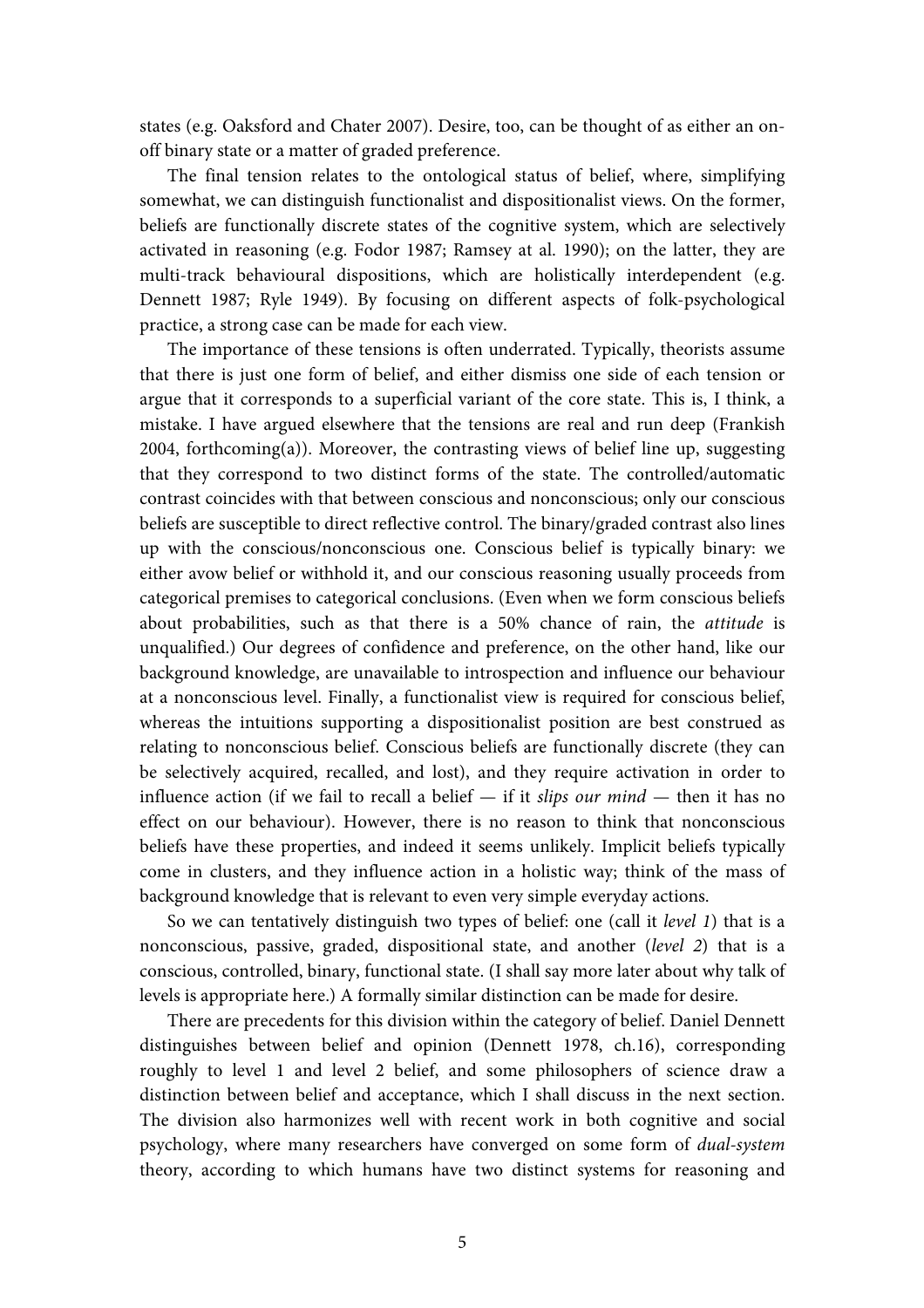states (e.g. Oaksford and Chater 2007). Desire, too, can be thought of as either an on-off binary state or a matter of graded preference.

The final tension relates to the ontological status of belief, where, simplifying somewhat, we can distinguish functionalist and dispositionalist views. On the former, beliefs are functionally discrete states of the cognitive system, which are selectively activated in reasoning (e.g. Fodor 1987; Ramsey at al. 1990); on the latter, they are multi-track behavioural dispositions, which are holistically interdependent (e.g. Dennett 1987; Ryle 1949). By focusing on different aspects of folk-psychological practice, a strong case can be made for each view.

The importance of these tensions is often underrated. Typically, theorists assume that there is just one form of belief, and either dismiss one side of each tension or argue that it corresponds to a superficial variant of the core state. This is, I think, a mistake. I have argued elsewhere that the tensions are real and run deep (Frankish 2004, forthcoming(a)). Moreover, the contrasting views of belief line up, suggesting that they correspond to two distinct forms of the state. The controlled/automatic contrast coincides with that between conscious and nonconscious; only our conscious beliefs are susceptible to direct reflective control. The binary/graded contrast also lines up with the conscious/nonconscious one. Conscious belief is typically binary: we either avow belief or withhold it, and our conscious reasoning usually proceeds from categorical premises to categorical conclusions. (Even when we form conscious beliefs about probabilities, such as that there is a 50% chance of rain, the *attitude* is unqualified.) Our degrees of confidence and preference, on the other hand, like our background knowledge, are unavailable to introspection and influence our behaviour at a nonconscious level. Finally, a functionalist view is required for conscious belief, whereas the intuitions supporting a dispositionalist position are best construed as relating to nonconscious belief. Conscious beliefs are functionally discrete (they can be selectively acquired, recalled, and lost), and they require activation in order to influence action (if we fail to recall a belief — if it *slips our mind* — then it has no effect on our behaviour). However, there is no reason to think that nonconscious beliefs have these properties, and indeed it seems unlikely. Implicit beliefs typically come in clusters, and they influence action in a holistic way; think of the mass of background knowledge that is relevant to even very simple everyday actions.

So we can tentatively distinguish two types of belief: one (call it *level 1*) that is a nonconscious, passive, graded, dispositional state, and another (*level 2*) that is a conscious, controlled, binary, functional state. (I shall say more later about why talk of levels is appropriate here.) A formally similar distinction can be made for desire.

There are precedents for this division within the category of belief. Daniel Dennett distinguishes between belief and opinion (Dennett 1978, ch.16), corresponding roughly to level 1 and level 2 belief, and some philosophers of science draw a distinction between belief and acceptance, which I shall discuss in the next section. The division also harmonizes well with recent work in both cognitive and social psychology, where many researchers have converged on some form of *dual-system* theory, according to which humans have two distinct systems for reasoning and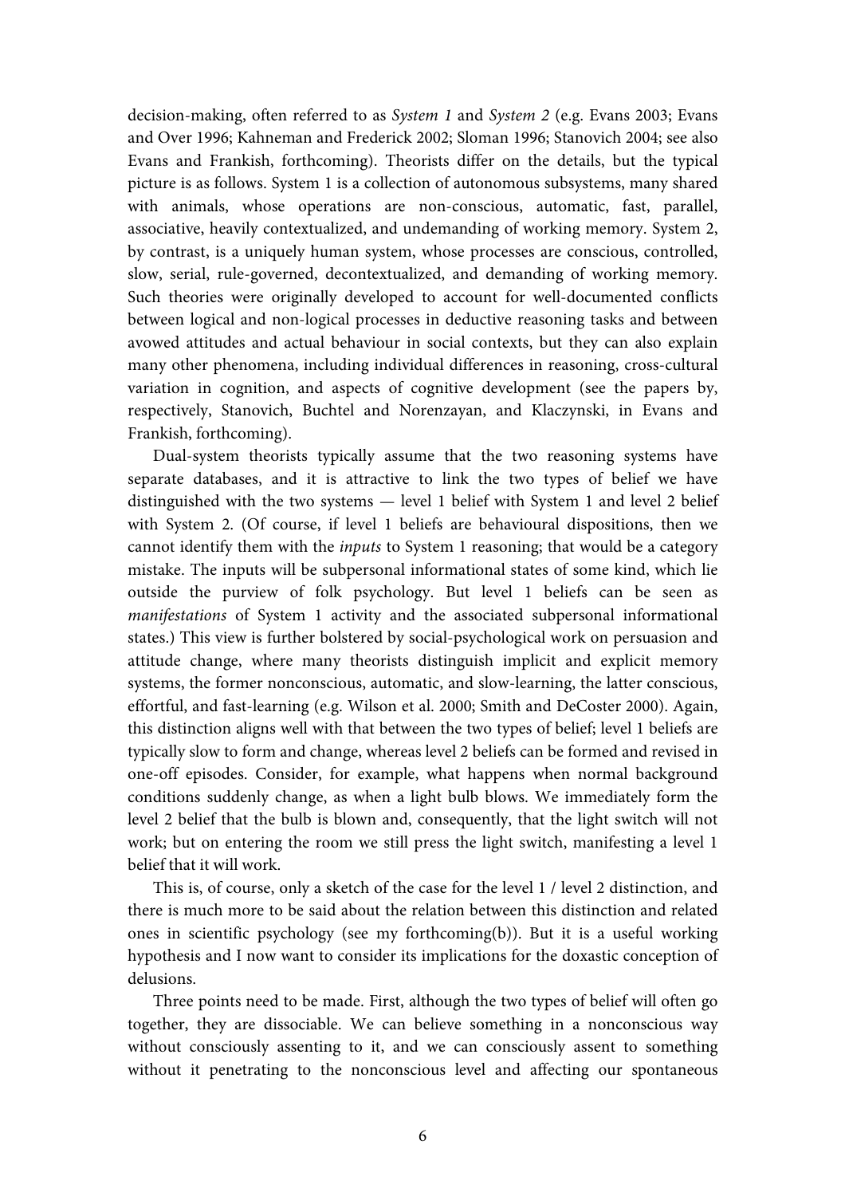decision-making, often referred to as *System 1* and *System 2* (e.g. Evans 2003; Evans and Over 1996; Kahneman and Frederick 2002; Sloman 1996; Stanovich 2004; see also Evans and Frankish, forthcoming). Theorists differ on the details, but the typical picture is as follows. System 1 is a collection of autonomous subsystems, many shared with animals, whose operations are non-conscious, automatic, fast, parallel, associative, heavily contextualized, and undemanding of working memory. System 2, by contrast, is a uniquely human system, whose processes are conscious, controlled, slow, serial, rule-governed, decontextualized, and demanding of working memory. Such theories were originally developed to account for well-documented conflicts between logical and non-logical processes in deductive reasoning tasks and between avowed attitudes and actual behaviour in social contexts, but they can also explain many other phenomena, including individual differences in reasoning, cross-cultural variation in cognition, and aspects of cognitive development (see the papers by, respectively, Stanovich, Buchtel and Norenzayan, and Klaczynski, in Evans and Frankish, forthcoming).

Dual-system theorists typically assume that the two reasoning systems have separate databases, and it is attractive to link the two types of belief we have distinguished with the two systems — level 1 belief with System 1 and level 2 belief with System 2. (Of course, if level 1 beliefs are behavioural dispositions, then we cannot identify them with the *inputs* to System 1 reasoning; that would be a category mistake. The inputs will be subpersonal informational states of some kind, which lie outside the purview of folk psychology. But level 1 beliefs can be seen as *manifestations* of System 1 activity and the associated subpersonal informational states.) This view is further bolstered by social-psychological work on persuasion and attitude change, where many theorists distinguish implicit and explicit memory systems, the former nonconscious, automatic, and slow-learning, the latter conscious, effortful, and fast-learning (e.g. Wilson et al. 2000; Smith and DeCoster 2000). Again, this distinction aligns well with that between the two types of belief; level 1 beliefs are typically slow to form and change, whereas level 2 beliefs can be formed and revised in one-off episodes. Consider, for example, what happens when normal background conditions suddenly change, as when a light bulb blows. We immediately form the level 2 belief that the bulb is blown and, consequently, that the light switch will not work; but on entering the room we still press the light switch, manifesting a level 1 belief that it will work.

This is, of course, only a sketch of the case for the level 1 / level 2 distinction, and there is much more to be said about the relation between this distinction and related ones in scientific psychology (see my forthcoming(b)). But it is a useful working hypothesis and I now want to consider its implications for the doxastic conception of delusions.

Three points need to be made. First, although the two types of belief will often go together, they are dissociable. We can believe something in a nonconscious way without consciously assenting to it, and we can consciously assent to something without it penetrating to the nonconscious level and affecting our spontaneous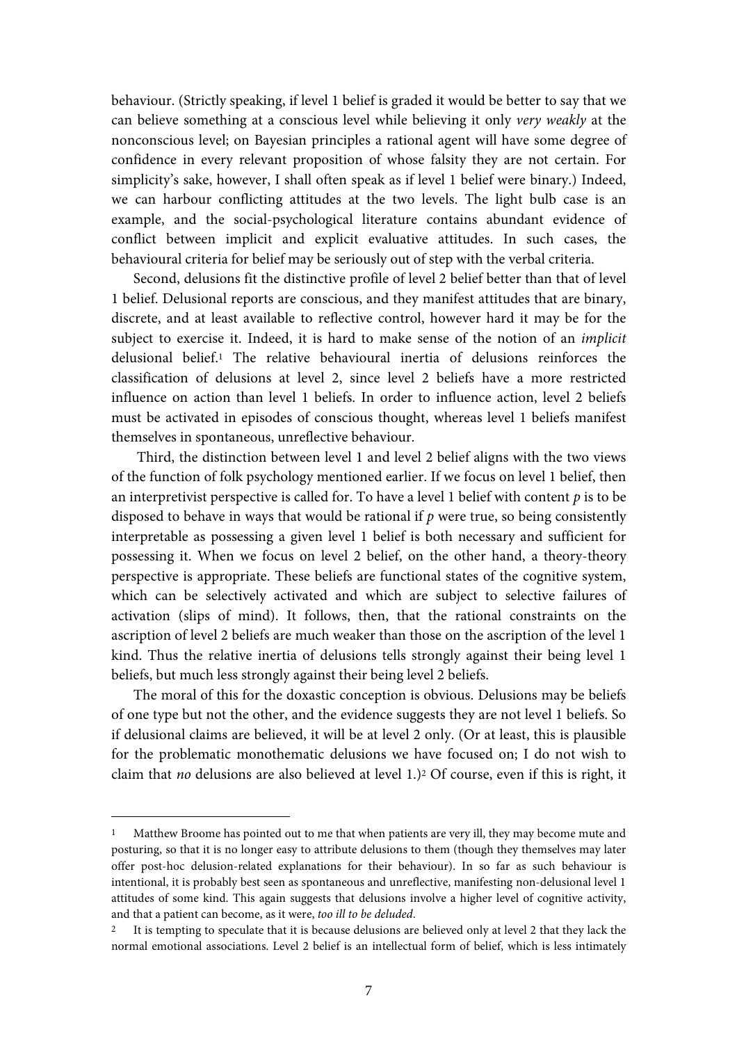behaviour. (Strictly speaking, if level 1 belief is graded it would be better to say that we can believe something at a conscious level while believing it only *very weakly* at the nonconscious level; on Bayesian principles a rational agent will have some degree of confidence in every relevant proposition of whose falsity they are not certain. For simplicity's sake, however, I shall often speak as if level 1 belief were binary.) Indeed, we can harbour conflicting attitudes at the two levels. The light bulb case is an example, and the social-psychological literature contains abundant evidence of conflict between implicit and explicit evaluative attitudes. In such cases, the behavioural criteria for belief may be seriously out of step with the verbal criteria.

Second, delusions fit the distinctive profile of level 2 belief better than that of level 1 belief. Delusional reports are conscious, and they manifest attitudes that are binary, discrete, and at least available to reflective control, however hard it may be for the subject to exercise it. Indeed, it is hard to make sense of the notion of an *implicit* delusional belief.[1] The relative behavioural inertia of delusions reinforces the classification of delusions at level 2, since level 2 beliefs have a more restricted influence on action than level 1 beliefs. In order to influence action, level 2 beliefs must be activated in episodes of conscious thought, whereas level 1 beliefs manifest themselves in spontaneous, unreflective behaviour.

Third, the distinction between level 1 and level 2 belief aligns with the two views of the function of folk psychology mentioned earlier. If we focus on level 1 belief, then an interpretivist perspective is called for. To have a level 1 belief with content *p* is to be disposed to behave in ways that would be rational if *p* were true, so being consistently interpretable as possessing a given level 1 belief is both necessary and sufficient for possessing it. When we focus on level 2 belief, on the other hand, a theory-theory perspective is appropriate. These beliefs are functional states of the cognitive system, which can be selectively activated and which are subject to selective failures of activation (slips of mind). It follows, then, that the rational constraints on the ascription of level 2 beliefs are much weaker than those on the ascription of the level 1 kind. Thus the relative inertia of delusions tells strongly against their being level 1 beliefs, but much less strongly against their being level 2 beliefs.

The moral of this for the doxastic conception is obvious. Delusions may be beliefs of one type but not the other, and the evidence suggests they are not level 1 beliefs. So if delusional claims are believed, it will be at level 2 only. (Or at least, this is plausible for the problematic monothematic delusions we have focused on; I do not wish to claim that *no* delusions are also believed at level 1.)[2] Of course, even if this is right, it

---

[1] Matthew Broome has pointed out to me that when patients are very ill, they may become mute and posturing, so that it is no longer easy to attribute delusions to them (though they themselves may later offer post-hoc delusion-related explanations for their behaviour). In so far as such behaviour is intentional, it is probably best seen as spontaneous and unreflective, manifesting non-delusional level 1 attitudes of some kind. This again suggests that delusions involve a higher level of cognitive activity, and that a patient can become, as it were, *too ill to be deluded*.

[2] It is tempting to speculate that it is because delusions are believed only at level 2 that they lack the normal emotional associations. Level 2 belief is an intellectual form of belief, which is less intimately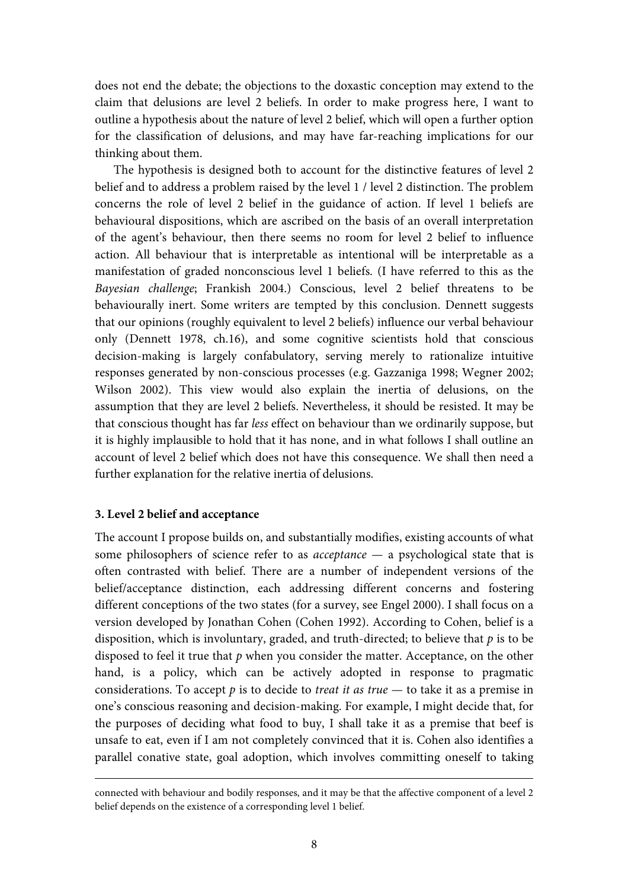does not end the debate; the objections to the doxastic conception may extend to the claim that delusions are level 2 beliefs. In order to make progress here, I want to outline a hypothesis about the nature of level 2 belief, which will open a further option for the classification of delusions, and may have far-reaching implications for our thinking about them.

The hypothesis is designed both to account for the distinctive features of level 2 belief and to address a problem raised by the level 1 / level 2 distinction. The problem concerns the role of level 2 belief in the guidance of action. If level 1 beliefs are behavioural dispositions, which are ascribed on the basis of an overall interpretation of the agent's behaviour, then there seems no room for level 2 belief to influence action. All behaviour that is interpretable as intentional will be interpretable as a manifestation of graded nonconscious level 1 beliefs. (I have referred to this as the *Bayesian challenge*; Frankish 2004.) Conscious, level 2 belief threatens to be behaviourally inert. Some writers are tempted by this conclusion. Dennett suggests that our opinions (roughly equivalent to level 2 beliefs) influence our verbal behaviour only (Dennett 1978, ch.16), and some cognitive scientists hold that conscious decision-making is largely confabulatory, serving merely to rationalize intuitive responses generated by non-conscious processes (e.g. Gazzaniga 1998; Wegner 2002; Wilson 2002). This view would also explain the inertia of delusions, on the assumption that they are level 2 beliefs. Nevertheless, it should be resisted. It may be that conscious thought has far *less* effect on behaviour than we ordinarily suppose, but it is highly implausible to hold that it has none, and in what follows I shall outline an account of level 2 belief which does not have this consequence. We shall then need a further explanation for the relative inertia of delusions.

### 3. Level 2 belief and acceptance

The account I propose builds on, and substantially modifies, existing accounts of what some philosophers of science refer to as *acceptance* — a psychological state that is often contrasted with belief. There are a number of independent versions of the belief/acceptance distinction, each addressing different concerns and fostering different conceptions of the two states (for a survey, see Engel 2000). I shall focus on a version developed by Jonathan Cohen (Cohen 1992). According to Cohen, belief is a disposition, which is involuntary, graded, and truth-directed; to believe that *p* is to be disposed to feel it true that *p* when you consider the matter. Acceptance, on the other hand, is a policy, which can be actively adopted in response to pragmatic considerations. To accept *p* is to decide to *treat it as true* — to take it as a premise in one's conscious reasoning and decision-making. For example, I might decide that, for the purposes of deciding what food to buy, I shall take it as a premise that beef is unsafe to eat, even if I am not completely convinced that it is. Cohen also identifies a parallel conative state, goal adoption, which involves committing oneself to taking

---

connected with behaviour and bodily responses, and it may be that the affective component of a level 2 belief depends on the existence of a corresponding level 1 belief.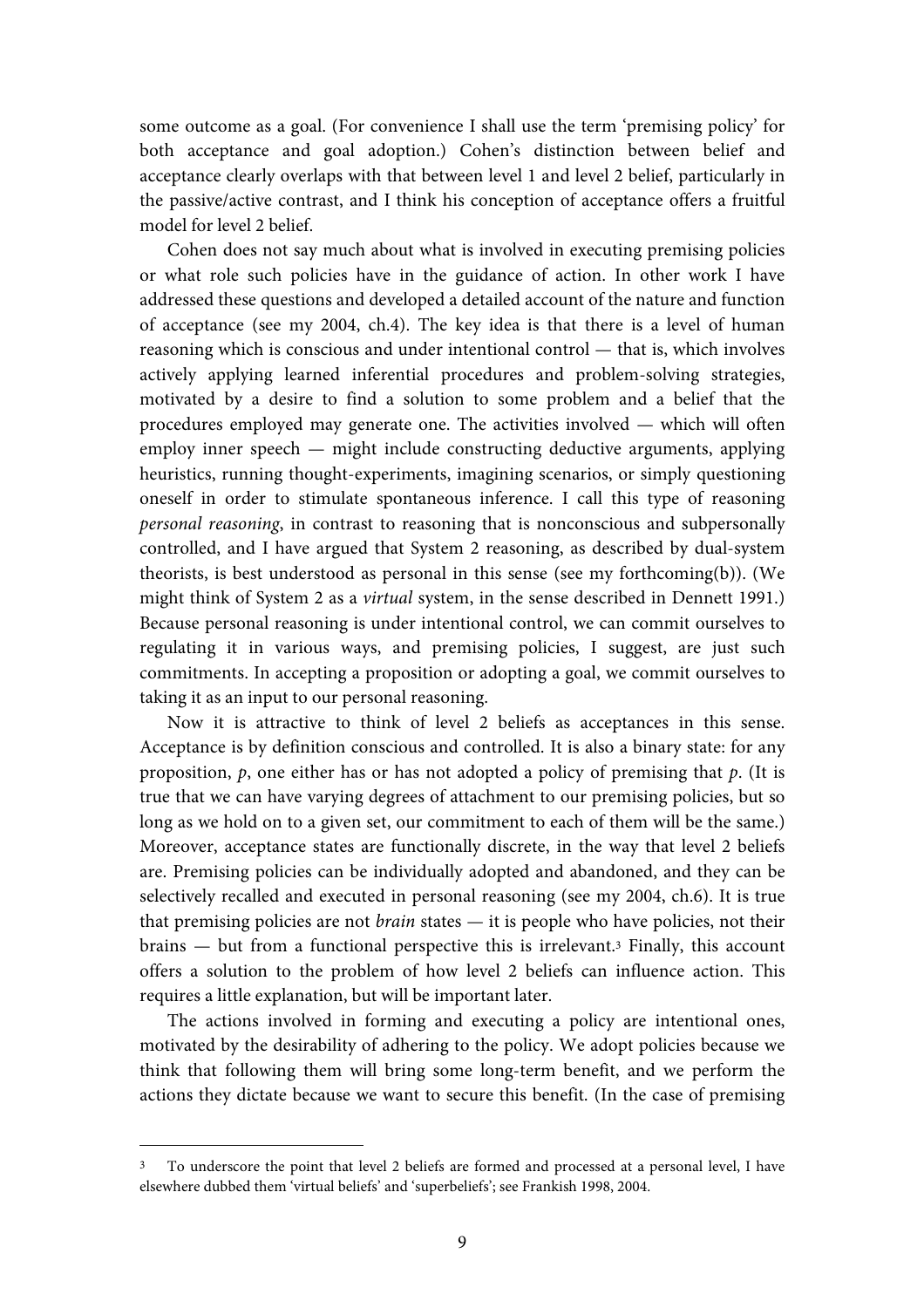some outcome as a goal. (For convenience I shall use the term 'premising policy' for both acceptance and goal adoption.) Cohen's distinction between belief and acceptance clearly overlaps with that between level 1 and level 2 belief, particularly in the passive/active contrast, and I think his conception of acceptance offers a fruitful model for level 2 belief.

Cohen does not say much about what is involved in executing premising policies or what role such policies have in the guidance of action. In other work I have addressed these questions and developed a detailed account of the nature and function of acceptance (see my 2004, ch.4). The key idea is that there is a level of human reasoning which is conscious and under intentional control — that is, which involves actively applying learned inferential procedures and problem-solving strategies, motivated by a desire to find a solution to some problem and a belief that the procedures employed may generate one. The activities involved — which will often employ inner speech — might include constructing deductive arguments, applying heuristics, running thought-experiments, imagining scenarios, or simply questioning oneself in order to stimulate spontaneous inference. I call this type of reasoning *personal reasoning*, in contrast to reasoning that is nonconscious and subpersonally controlled, and I have argued that System 2 reasoning, as described by dual-system theorists, is best understood as personal in this sense (see my forthcoming(b)). (We might think of System 2 as a *virtual* system, in the sense described in Dennett 1991.) Because personal reasoning is under intentional control, we can commit ourselves to regulating it in various ways, and premising policies, I suggest, are just such commitments. In accepting a proposition or adopting a goal, we commit ourselves to taking it as an input to our personal reasoning.

Now it is attractive to think of level 2 beliefs as acceptances in this sense. Acceptance is by definition conscious and controlled. It is also a binary state: for any proposition, *p*, one either has or has not adopted a policy of premising that *p*. (It is true that we can have varying degrees of attachment to our premising policies, but so long as we hold on to a given set, our commitment to each of them will be the same.) Moreover, acceptance states are functionally discrete, in the way that level 2 beliefs are. Premising policies can be individually adopted and abandoned, and they can be selectively recalled and executed in personal reasoning (see my 2004, ch.6). It is true that premising policies are not *brain* states — it is people who have policies, not their brains — but from a functional perspective this is irrelevant.[3] Finally, this account offers a solution to the problem of how level 2 beliefs can influence action. This requires a little explanation, but will be important later.

The actions involved in forming and executing a policy are intentional ones, motivated by the desirability of adhering to the policy. We adopt policies because we think that following them will bring some long-term benefit, and we perform the actions they dictate because we want to secure this benefit. (In the case of premising

---

[3] To underscore the point that level 2 beliefs are formed and processed at a personal level, I have elsewhere dubbed them 'virtual beliefs' and 'superbeliefs'; see Frankish 1998, 2004.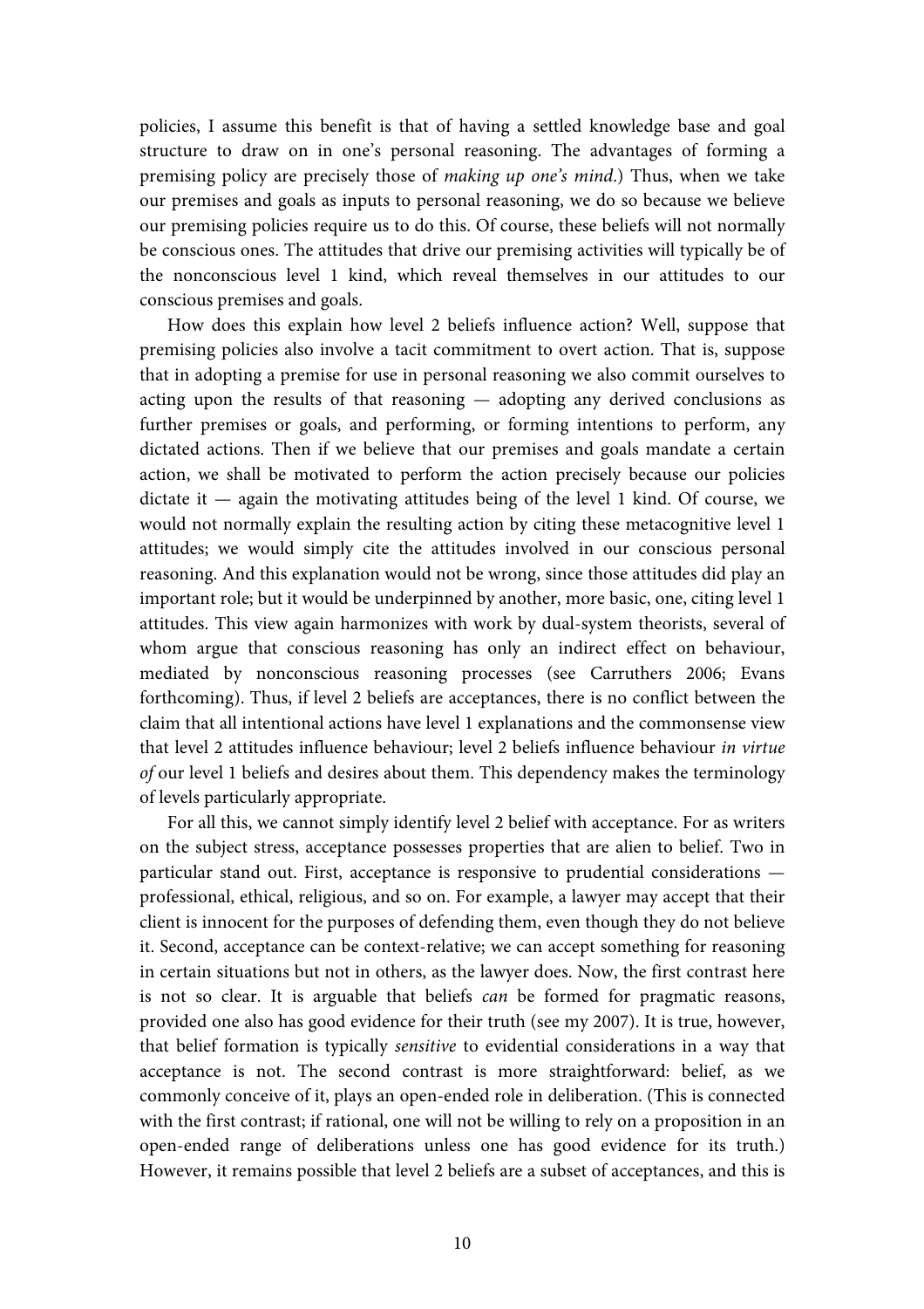policies, I assume this benefit is that of having a settled knowledge base and goal structure to draw on in one's personal reasoning. The advantages of forming a premising policy are precisely those of *making up one's mind*.) Thus, when we take our premises and goals as inputs to personal reasoning, we do so because we believe our premising policies require us to do this. Of course, these beliefs will not normally be conscious ones. The attitudes that drive our premising activities will typically be of the nonconscious level 1 kind, which reveal themselves in our attitudes to our conscious premises and goals.

How does this explain how level 2 beliefs influence action? Well, suppose that premising policies also involve a tacit commitment to overt action. That is, suppose that in adopting a premise for use in personal reasoning we also commit ourselves to acting upon the results of that reasoning — adopting any derived conclusions as further premises or goals, and performing, or forming intentions to perform, any dictated actions. Then if we believe that our premises and goals mandate a certain action, we shall be motivated to perform the action precisely because our policies dictate it — again the motivating attitudes being of the level 1 kind. Of course, we would not normally explain the resulting action by citing these metacognitive level 1 attitudes; we would simply cite the attitudes involved in our conscious personal reasoning. And this explanation would not be wrong, since those attitudes did play an important role; but it would be underpinned by another, more basic, one, citing level 1 attitudes. This view again harmonizes with work by dual-system theorists, several of whom argue that conscious reasoning has only an indirect effect on behaviour, mediated by nonconscious reasoning processes (see Carruthers 2006; Evans forthcoming). Thus, if level 2 beliefs are acceptances, there is no conflict between the claim that all intentional actions have level 1 explanations and the commonsense view that level 2 attitudes influence behaviour; level 2 beliefs influence behaviour *in virtue of* our level 1 beliefs and desires about them. This dependency makes the terminology of levels particularly appropriate.

For all this, we cannot simply identify level 2 belief with acceptance. For as writers on the subject stress, acceptance possesses properties that are alien to belief. Two in particular stand out. First, acceptance is responsive to prudential considerations — professional, ethical, religious, and so on. For example, a lawyer may accept that their client is innocent for the purposes of defending them, even though they do not believe it. Second, acceptance can be context-relative; we can accept something for reasoning in certain situations but not in others, as the lawyer does. Now, the first contrast here is not so clear. It is arguable that beliefs *can* be formed for pragmatic reasons, provided one also has good evidence for their truth (see my 2007). It is true, however, that belief formation is typically *sensitive* to evidential considerations in a way that acceptance is not. The second contrast is more straightforward: belief, as we commonly conceive of it, plays an open-ended role in deliberation. (This is connected with the first contrast; if rational, one will not be willing to rely on a proposition in an open-ended range of deliberations unless one has good evidence for its truth.) However, it remains possible that level 2 beliefs are a subset of acceptances, and this is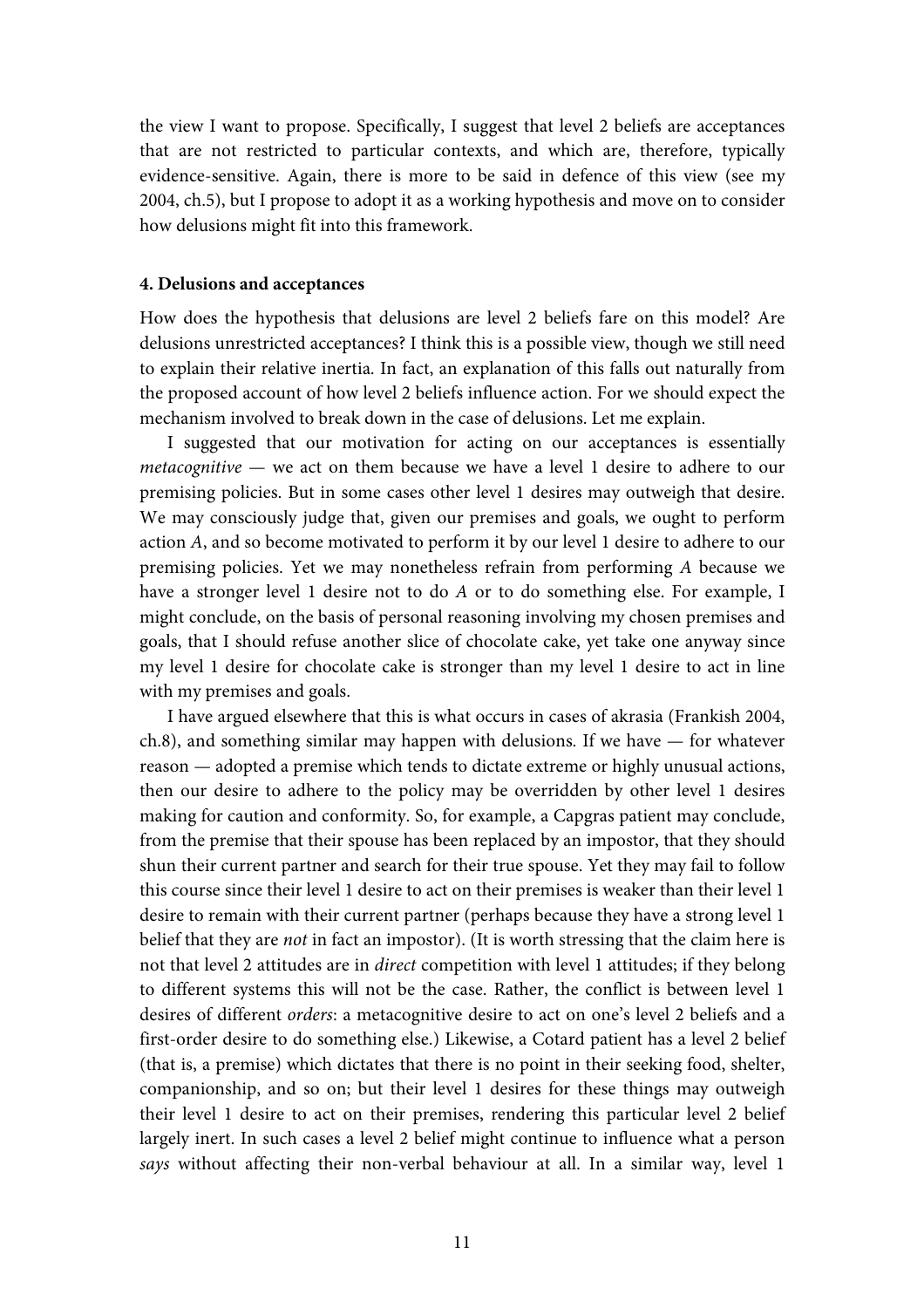the view I want to propose. Specifically, I suggest that level 2 beliefs are acceptances that are not restricted to particular contexts, and which are, therefore, typically evidence-sensitive. Again, there is more to be said in defence of this view (see my 2004, ch.5), but I propose to adopt it as a working hypothesis and move on to consider how delusions might fit into this framework.

#### 4. Delusions and acceptances

How does the hypothesis that delusions are level 2 beliefs fare on this model? Are delusions unrestricted acceptances? I think this is a possible view, though we still need to explain their relative inertia. In fact, an explanation of this falls out naturally from the proposed account of how level 2 beliefs influence action. For we should expect the mechanism involved to break down in the case of delusions. Let me explain.

I suggested that our motivation for acting on our acceptances is essentially *metacognitive* — we act on them because we have a level 1 desire to adhere to our premising policies. But in some cases other level 1 desires may outweigh that desire. We may consciously judge that, given our premises and goals, we ought to perform action *A*, and so become motivated to perform it by our level 1 desire to adhere to our premising policies. Yet we may nonetheless refrain from performing *A* because we have a stronger level 1 desire not to do *A* or to do something else. For example, I might conclude, on the basis of personal reasoning involving my chosen premises and goals, that I should refuse another slice of chocolate cake, yet take one anyway since my level 1 desire for chocolate cake is stronger than my level 1 desire to act in line with my premises and goals.

I have argued elsewhere that this is what occurs in cases of akrasia (Frankish 2004, ch.8), and something similar may happen with delusions. If we have — for whatever reason — adopted a premise which tends to dictate extreme or highly unusual actions, then our desire to adhere to the policy may be overridden by other level 1 desires making for caution and conformity. So, for example, a Capgras patient may conclude, from the premise that their spouse has been replaced by an impostor, that they should shun their current partner and search for their true spouse. Yet they may fail to follow this course since their level 1 desire to act on their premises is weaker than their level 1 desire to remain with their current partner (perhaps because they have a strong level 1 belief that they are *not* in fact an impostor). (It is worth stressing that the claim here is not that level 2 attitudes are in *direct* competition with level 1 attitudes; if they belong to different systems this will not be the case. Rather, the conflict is between level 1 desires of different *orders*: a metacognitive desire to act on one's level 2 beliefs and a first-order desire to do something else.) Likewise, a Cotard patient has a level 2 belief (that is, a premise) which dictates that there is no point in their seeking food, shelter, companionship, and so on; but their level 1 desires for these things may outweigh their level 1 desire to act on their premises, rendering this particular level 2 belief largely inert. In such cases a level 2 belief might continue to influence what a person *says* without affecting their non-verbal behaviour at all. In a similar way, level 1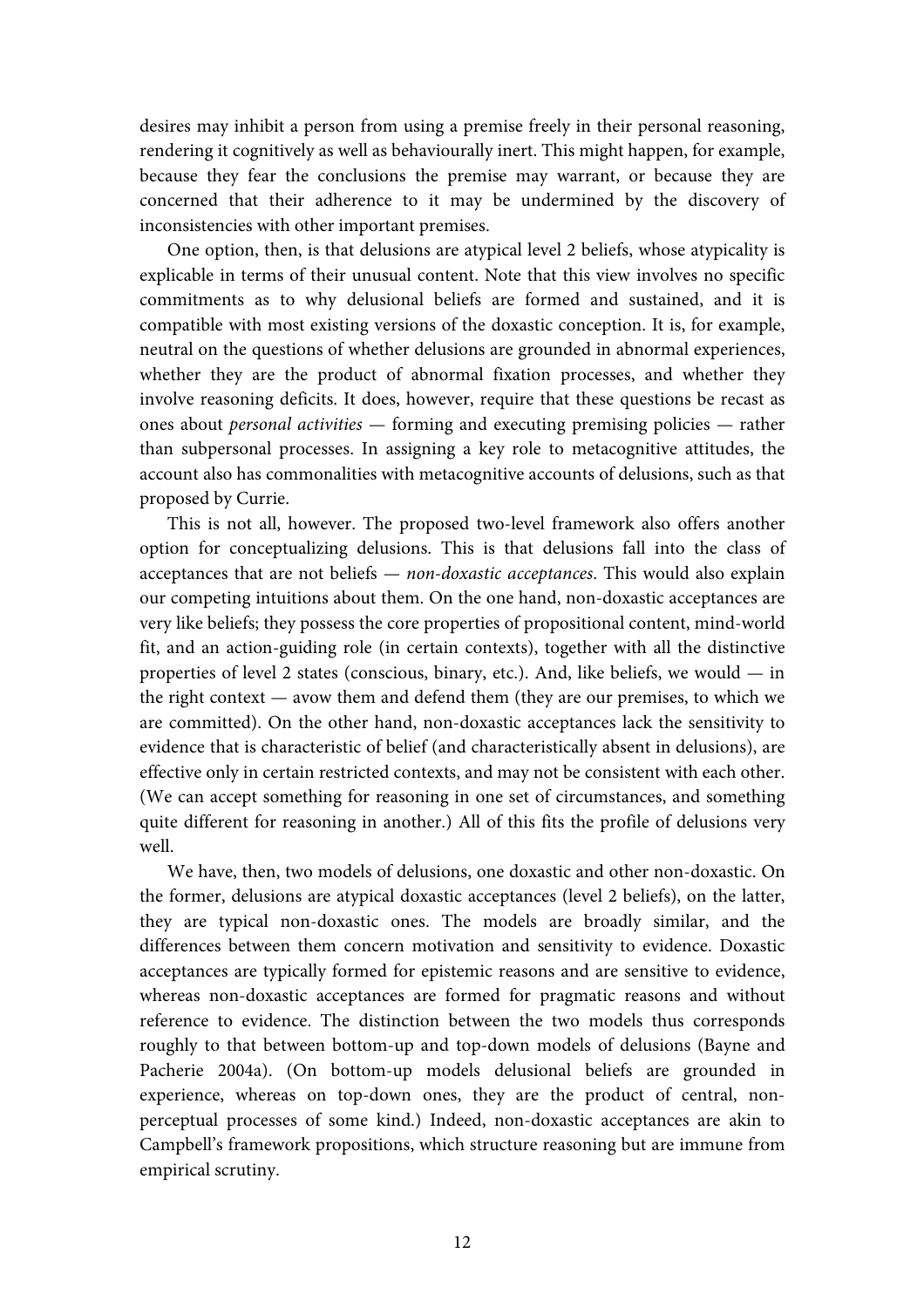desires may inhibit a person from using a premise freely in their personal reasoning, rendering it cognitively as well as behaviourally inert. This might happen, for example, because they fear the conclusions the premise may warrant, or because they are concerned that their adherence to it may be undermined by the discovery of inconsistencies with other important premises.

One option, then, is that delusions are atypical level 2 beliefs, whose atypicality is explicable in terms of their unusual content. Note that this view involves no specific commitments as to why delusional beliefs are formed and sustained, and it is compatible with most existing versions of the doxastic conception. It is, for example, neutral on the questions of whether delusions are grounded in abnormal experiences, whether they are the product of abnormal fixation processes, and whether they involve reasoning deficits. It does, however, require that these questions be recast as ones about *personal activities* — forming and executing premising policies — rather than subpersonal processes. In assigning a key role to metacognitive attitudes, the account also has commonalities with metacognitive accounts of delusions, such as that proposed by Currie.

This is not all, however. The proposed two-level framework also offers another option for conceptualizing delusions. This is that delusions fall into the class of acceptances that are not beliefs — *non-doxastic acceptances*. This would also explain our competing intuitions about them. On the one hand, non-doxastic acceptances are very like beliefs; they possess the core properties of propositional content, mind-world fit, and an action-guiding role (in certain contexts), together with all the distinctive properties of level 2 states (conscious, binary, etc.). And, like beliefs, we would — in the right context — avow them and defend them (they are our premises, to which we are committed). On the other hand, non-doxastic acceptances lack the sensitivity to evidence that is characteristic of belief (and characteristically absent in delusions), are effective only in certain restricted contexts, and may not be consistent with each other. (We can accept something for reasoning in one set of circumstances, and something quite different for reasoning in another.) All of this fits the profile of delusions very well.

We have, then, two models of delusions, one doxastic and other non-doxastic. On the former, delusions are atypical doxastic acceptances (level 2 beliefs), on the latter, they are typical non-doxastic ones. The models are broadly similar, and the differences between them concern motivation and sensitivity to evidence. Doxastic acceptances are typically formed for epistemic reasons and are sensitive to evidence, whereas non-doxastic acceptances are formed for pragmatic reasons and without reference to evidence. The distinction between the two models thus corresponds roughly to that between bottom-up and top-down models of delusions (Bayne and Pacherie 2004a). (On bottom-up models delusional beliefs are grounded in experience, whereas on top-down ones, they are the product of central, non-perceptual processes of some kind.) Indeed, non-doxastic acceptances are akin to Campbell's framework propositions, which structure reasoning but are immune from empirical scrutiny.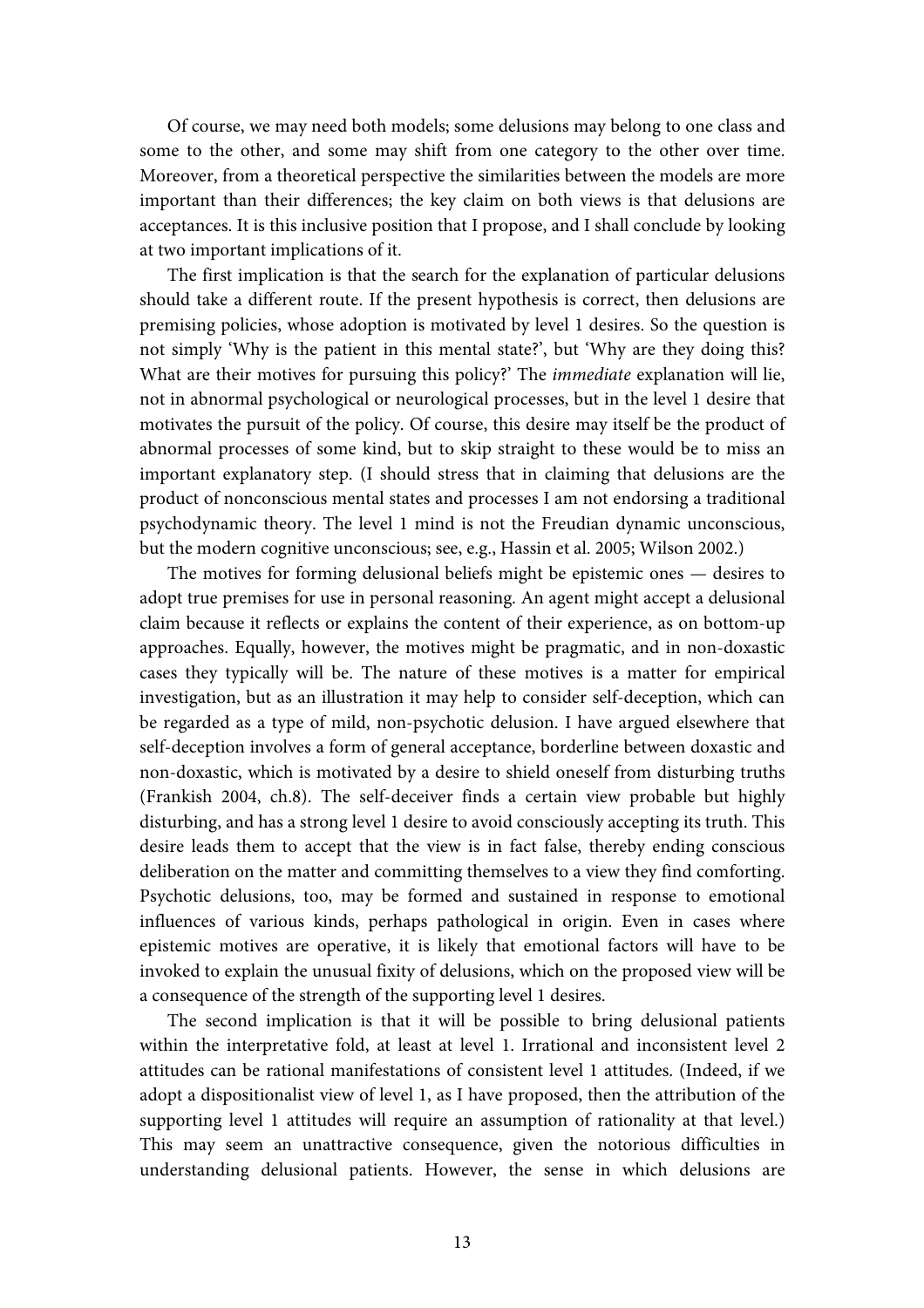Of course, we may need both models; some delusions may belong to one class and some to the other, and some may shift from one category to the other over time. Moreover, from a theoretical perspective the similarities between the models are more important than their differences; the key claim on both views is that delusions are acceptances. It is this inclusive position that I propose, and I shall conclude by looking at two important implications of it.

The first implication is that the search for the explanation of particular delusions should take a different route. If the present hypothesis is correct, then delusions are premising policies, whose adoption is motivated by level 1 desires. So the question is not simply 'Why is the patient in this mental state?', but 'Why are they doing this? What are their motives for pursuing this policy?' The *immediate* explanation will lie, not in abnormal psychological or neurological processes, but in the level 1 desire that motivates the pursuit of the policy. Of course, this desire may itself be the product of abnormal processes of some kind, but to skip straight to these would be to miss an important explanatory step. (I should stress that in claiming that delusions are the product of nonconscious mental states and processes I am not endorsing a traditional psychodynamic theory. The level 1 mind is not the Freudian dynamic unconscious, but the modern cognitive unconscious; see, e.g., Hassin et al. 2005; Wilson 2002.)

The motives for forming delusional beliefs might be epistemic ones — desires to adopt true premises for use in personal reasoning. An agent might accept a delusional claim because it reflects or explains the content of their experience, as on bottom-up approaches. Equally, however, the motives might be pragmatic, and in non-doxastic cases they typically will be. The nature of these motives is a matter for empirical investigation, but as an illustration it may help to consider self-deception, which can be regarded as a type of mild, non-psychotic delusion. I have argued elsewhere that self-deception involves a form of general acceptance, borderline between doxastic and non-doxastic, which is motivated by a desire to shield oneself from disturbing truths (Frankish 2004, ch.8). The self-deceiver finds a certain view probable but highly disturbing, and has a strong level 1 desire to avoid consciously accepting its truth. This desire leads them to accept that the view is in fact false, thereby ending conscious deliberation on the matter and committing themselves to a view they find comforting. Psychotic delusions, too, may be formed and sustained in response to emotional influences of various kinds, perhaps pathological in origin. Even in cases where epistemic motives are operative, it is likely that emotional factors will have to be invoked to explain the unusual fixity of delusions, which on the proposed view will be a consequence of the strength of the supporting level 1 desires.

The second implication is that it will be possible to bring delusional patients within the interpretative fold, at least at level 1. Irrational and inconsistent level 2 attitudes can be rational manifestations of consistent level 1 attitudes. (Indeed, if we adopt a dispositionalist view of level 1, as I have proposed, then the attribution of the supporting level 1 attitudes will require an assumption of rationality at that level.) This may seem an unattractive consequence, given the notorious difficulties in understanding delusional patients. However, the sense in which delusions are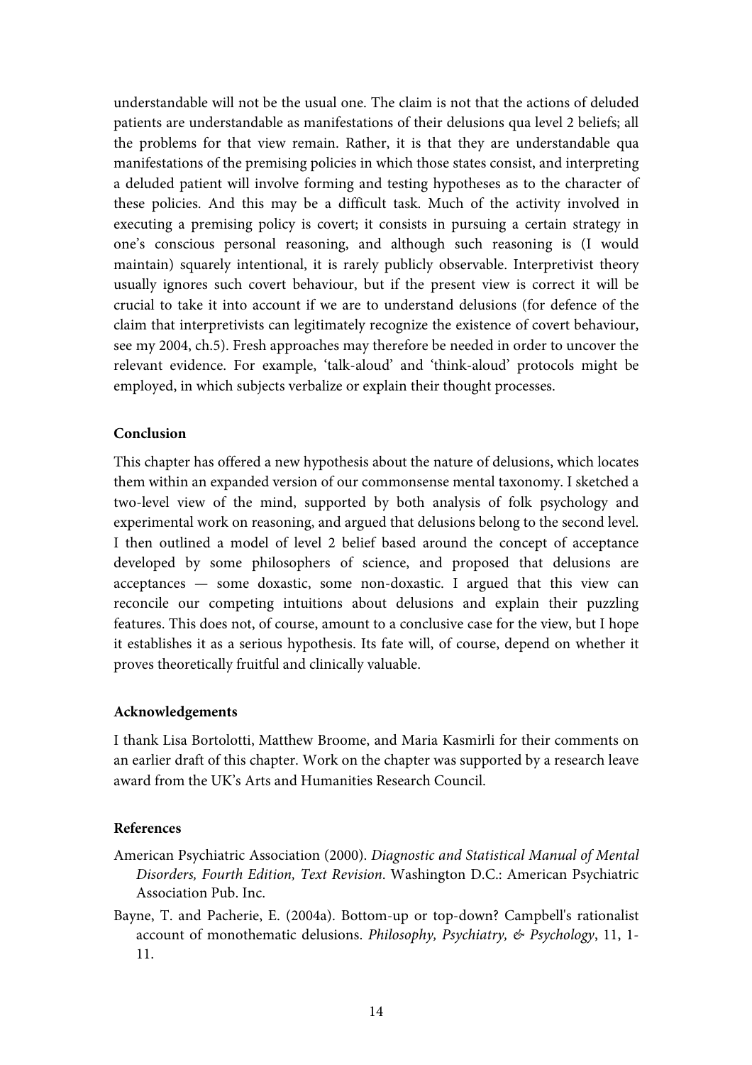understandable will not be the usual one. The claim is not that the actions of deluded patients are understandable as manifestations of their delusions qua level 2 beliefs; all the problems for that view remain. Rather, it is that they are understandable qua manifestations of the premising policies in which those states consist, and interpreting a deluded patient will involve forming and testing hypotheses as to the character of these policies. And this may be a difficult task. Much of the activity involved in executing a premising policy is covert; it consists in pursuing a certain strategy in one's conscious personal reasoning, and although such reasoning is (I would maintain) squarely intentional, it is rarely publicly observable. Interpretivist theory usually ignores such covert behaviour, but if the present view is correct it will be crucial to take it into account if we are to understand delusions (for defence of the claim that interpretivists can legitimately recognize the existence of covert behaviour, see my 2004, ch.5). Fresh approaches may therefore be needed in order to uncover the relevant evidence. For example, 'talk-aloud' and 'think-aloud' protocols might be employed, in which subjects verbalize or explain their thought processes.

**Conclusion**

This chapter has offered a new hypothesis about the nature of delusions, which locates them within an expanded version of our commonsense mental taxonomy. I sketched a two-level view of the mind, supported by both analysis of folk psychology and experimental work on reasoning, and argued that delusions belong to the second level. I then outlined a model of level 2 belief based around the concept of acceptance developed by some philosophers of science, and proposed that delusions are acceptances — some doxastic, some non-doxastic. I argued that this view can reconcile our competing intuitions about delusions and explain their puzzling features. This does not, of course, amount to a conclusive case for the view, but I hope it establishes it as a serious hypothesis. Its fate will, of course, depend on whether it proves theoretically fruitful and clinically valuable.

**Acknowledgements**

I thank Lisa Bortolotti, Matthew Broome, and Maria Kasmirli for their comments on an earlier draft of this chapter. Work on the chapter was supported by a research leave award from the UK's Arts and Humanities Research Council.

**References**

American Psychiatric Association (2000). *Diagnostic and Statistical Manual of Mental Disorders, Fourth Edition, Text Revision*. Washington D.C.: American Psychiatric Association Pub. Inc.

Bayne, T. and Pacherie, E. (2004a). Bottom-up or top-down? Campbell's rationalist account of monothematic delusions. *Philosophy, Psychiatry, & Psychology*, 11, 1-11.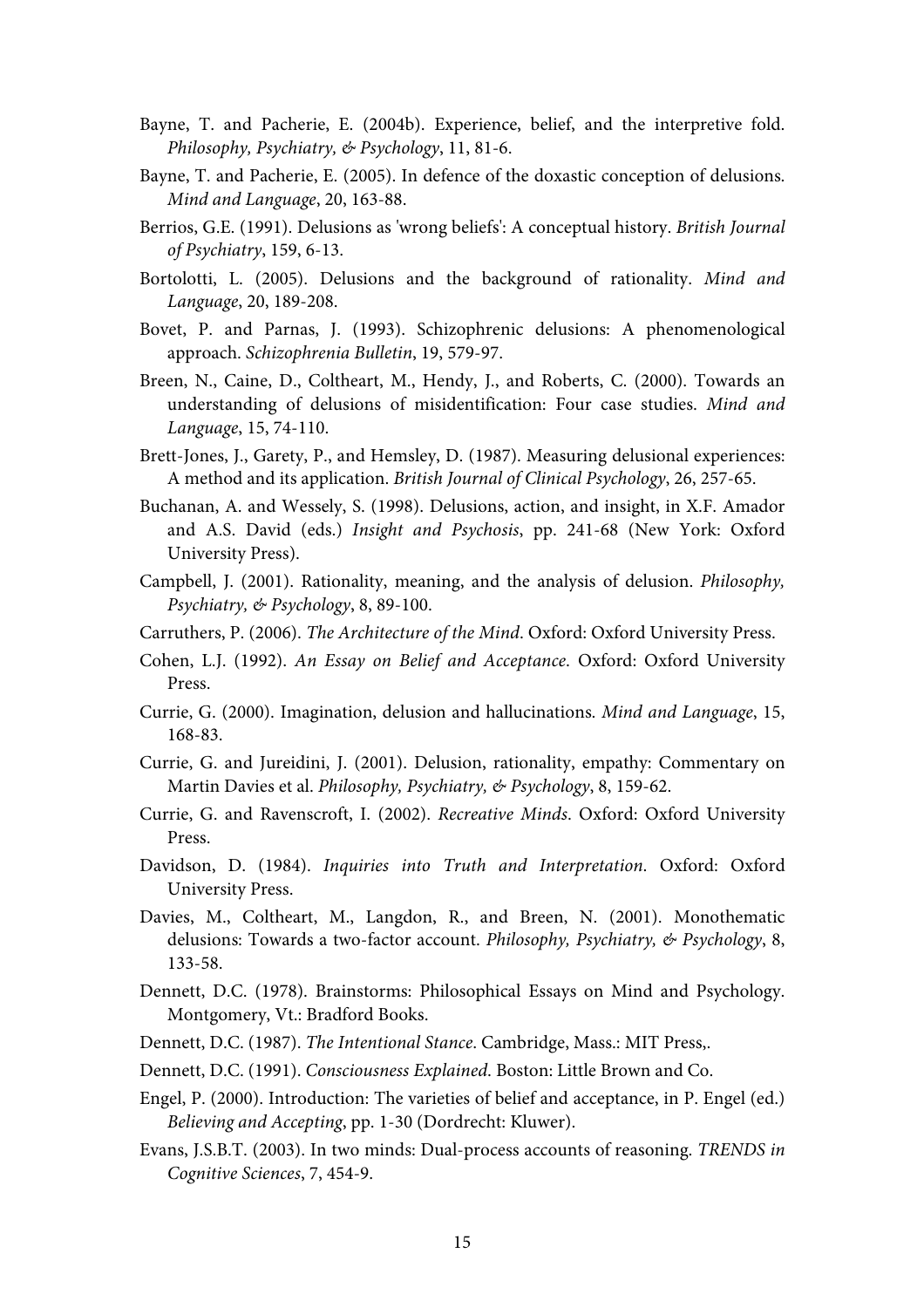Bayne, T. and Pacherie, E. (2004b). Experience, belief, and the interpretive fold. *Philosophy, Psychiatry, & Psychology*, 11, 81-6.

Bayne, T. and Pacherie, E. (2005). In defence of the doxastic conception of delusions. *Mind and Language*, 20, 163-88.

Berrios, G.E. (1991). Delusions as 'wrong beliefs': A conceptual history. *British Journal of Psychiatry*, 159, 6-13.

Bortolotti, L. (2005). Delusions and the background of rationality. *Mind and Language*, 20, 189-208.

Bovet, P. and Parnas, J. (1993). Schizophrenic delusions: A phenomenological approach. *Schizophrenia Bulletin*, 19, 579-97.

Breen, N., Caine, D., Coltheart, M., Hendy, J., and Roberts, C. (2000). Towards an understanding of delusions of misidentification: Four case studies. *Mind and Language*, 15, 74-110.

Brett-Jones, J., Garety, P., and Hemsley, D. (1987). Measuring delusional experiences: A method and its application. *British Journal of Clinical Psychology*, 26, 257-65.

Buchanan, A. and Wessely, S. (1998). Delusions, action, and insight, in X.F. Amador and A.S. David (eds.) *Insight and Psychosis*, pp. 241-68 (New York: Oxford University Press).

Campbell, J. (2001). Rationality, meaning, and the analysis of delusion. *Philosophy, Psychiatry, & Psychology*, 8, 89-100.

Carruthers, P. (2006). *The Architecture of the Mind*. Oxford: Oxford University Press.

Cohen, L.J. (1992). *An Essay on Belief and Acceptance*. Oxford: Oxford University Press.

Currie, G. (2000). Imagination, delusion and hallucinations. *Mind and Language*, 15, 168-83.

Currie, G. and Jureidini, J. (2001). Delusion, rationality, empathy: Commentary on Martin Davies et al. *Philosophy, Psychiatry, & Psychology*, 8, 159-62.

Currie, G. and Ravenscroft, I. (2002). *Recreative Minds*. Oxford: Oxford University Press.

Davidson, D. (1984). *Inquiries into Truth and Interpretation*. Oxford: Oxford University Press.

Davies, M., Coltheart, M., Langdon, R., and Breen, N. (2001). Monothematic delusions: Towards a two-factor account. *Philosophy, Psychiatry, & Psychology*, 8, 133-58.

Dennett, D.C. (1978). Brainstorms: Philosophical Essays on Mind and Psychology. Montgomery, Vt.: Bradford Books.

Dennett, D.C. (1987). *The Intentional Stance*. Cambridge, Mass.: MIT Press,.

Dennett, D.C. (1991). *Consciousness Explained*. Boston: Little Brown and Co.

Engel, P. (2000). Introduction: The varieties of belief and acceptance, in P. Engel (ed.) *Believing and Accepting*, pp. 1-30 (Dordrecht: Kluwer).

Evans, J.S.B.T. (2003). In two minds: Dual-process accounts of reasoning. *TRENDS in Cognitive Sciences*, 7, 454-9.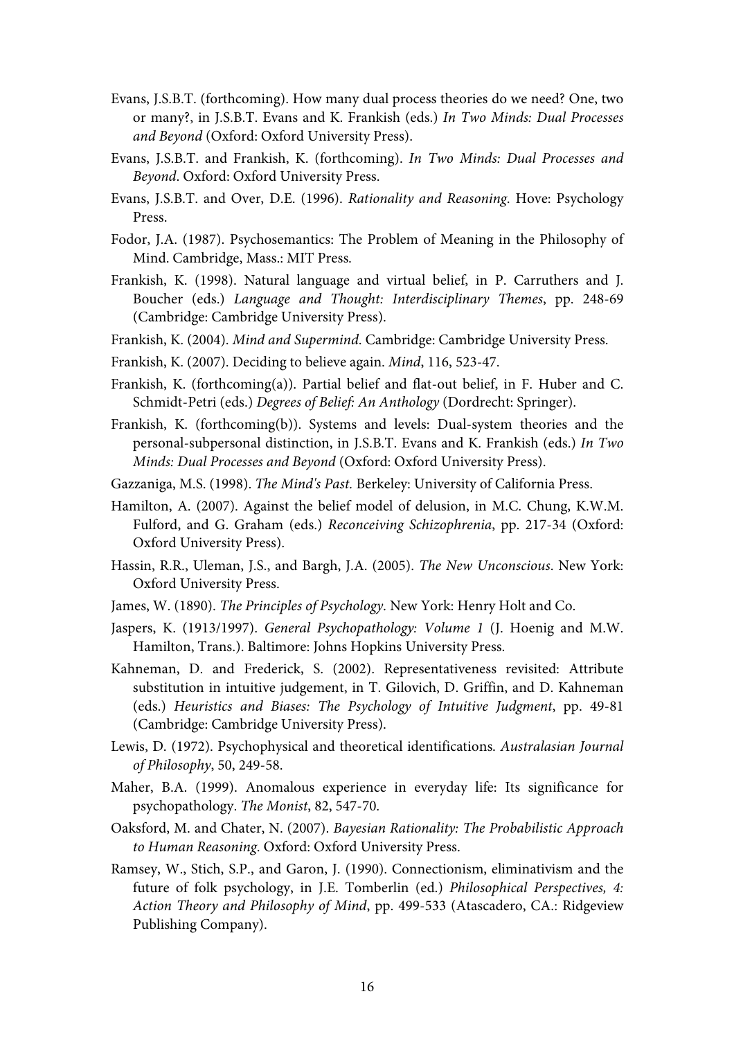Evans, J.S.B.T. (forthcoming). How many dual process theories do we need? One, two or many?, in J.S.B.T. Evans and K. Frankish (eds.) *In Two Minds: Dual Processes and Beyond* (Oxford: Oxford University Press).

Evans, J.S.B.T. and Frankish, K. (forthcoming). *In Two Minds: Dual Processes and Beyond*. Oxford: Oxford University Press.

Evans, J.S.B.T. and Over, D.E. (1996). *Rationality and Reasoning*. Hove: Psychology Press.

Fodor, J.A. (1987). Psychosemantics: The Problem of Meaning in the Philosophy of Mind. Cambridge, Mass.: MIT Press.

Frankish, K. (1998). Natural language and virtual belief, in P. Carruthers and J. Boucher (eds.) *Language and Thought: Interdisciplinary Themes*, pp. 248-69 (Cambridge: Cambridge University Press).

Frankish, K. (2004). *Mind and Supermind*. Cambridge: Cambridge University Press.

Frankish, K. (2007). Deciding to believe again. *Mind*, 116, 523-47.

Frankish, K. (forthcoming(a)). Partial belief and flat-out belief, in F. Huber and C. Schmidt-Petri (eds.) *Degrees of Belief: An Anthology* (Dordrecht: Springer).

Frankish, K. (forthcoming(b)). Systems and levels: Dual-system theories and the personal-subpersonal distinction, in J.S.B.T. Evans and K. Frankish (eds.) *In Two Minds: Dual Processes and Beyond* (Oxford: Oxford University Press).

Gazzaniga, M.S. (1998). *The Mind's Past*. Berkeley: University of California Press.

Hamilton, A. (2007). Against the belief model of delusion, in M.C. Chung, K.W.M. Fulford, and G. Graham (eds.) *Reconceiving Schizophrenia*, pp. 217-34 (Oxford: Oxford University Press).

Hassin, R.R., Uleman, J.S., and Bargh, J.A. (2005). *The New Unconscious*. New York: Oxford University Press.

James, W. (1890). *The Principles of Psychology*. New York: Henry Holt and Co.

Jaspers, K. (1913/1997). *General Psychopathology: Volume 1* (J. Hoenig and M.W. Hamilton, Trans.). Baltimore: Johns Hopkins University Press.

Kahneman, D. and Frederick, S. (2002). Representativeness revisited: Attribute substitution in intuitive judgement, in T. Gilovich, D. Griffin, and D. Kahneman (eds.) *Heuristics and Biases: The Psychology of Intuitive Judgment*, pp. 49-81 (Cambridge: Cambridge University Press).

Lewis, D. (1972). Psychophysical and theoretical identifications. *Australasian Journal of Philosophy*, 50, 249-58.

Maher, B.A. (1999). Anomalous experience in everyday life: Its significance for psychopathology. *The Monist*, 82, 547-70.

Oaksford, M. and Chater, N. (2007). *Bayesian Rationality: The Probabilistic Approach to Human Reasoning*. Oxford: Oxford University Press.

Ramsey, W., Stich, S.P., and Garon, J. (1990). Connectionism, eliminativism and the future of folk psychology, in J.E. Tomberlin (ed.) *Philosophical Perspectives, 4: Action Theory and Philosophy of Mind*, pp. 499-533 (Atascadero, CA.: Ridgeview Publishing Company).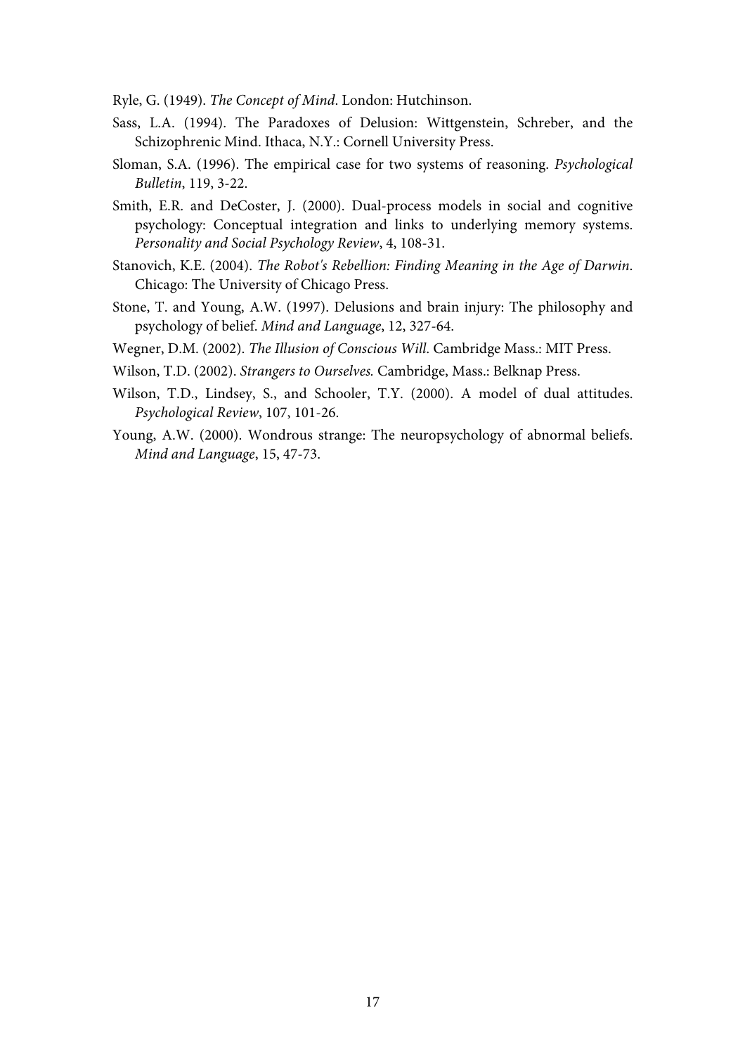Ryle, G. (1949). *The Concept of Mind*. London: Hutchinson.

Sass, L.A. (1994). The Paradoxes of Delusion: Wittgenstein, Schreber, and the Schizophrenic Mind. Ithaca, N.Y.: Cornell University Press.

Sloman, S.A. (1996). The empirical case for two systems of reasoning. *Psychological Bulletin*, 119, 3-22.

Smith, E.R. and DeCoster, J. (2000). Dual-process models in social and cognitive psychology: Conceptual integration and links to underlying memory systems. *Personality and Social Psychology Review*, 4, 108-31.

Stanovich, K.E. (2004). *The Robot's Rebellion: Finding Meaning in the Age of Darwin*. Chicago: The University of Chicago Press.

Stone, T. and Young, A.W. (1997). Delusions and brain injury: The philosophy and psychology of belief. *Mind and Language*, 12, 327-64.

Wegner, D.M. (2002). *The Illusion of Conscious Will*. Cambridge Mass.: MIT Press.

Wilson, T.D. (2002). *Strangers to Ourselves.* Cambridge, Mass.: Belknap Press.

Wilson, T.D., Lindsey, S., and Schooler, T.Y. (2000). A model of dual attitudes. *Psychological Review*, 107, 101-26.

Young, A.W. (2000). Wondrous strange: The neuropsychology of abnormal beliefs. *Mind and Language*, 15, 47-73.